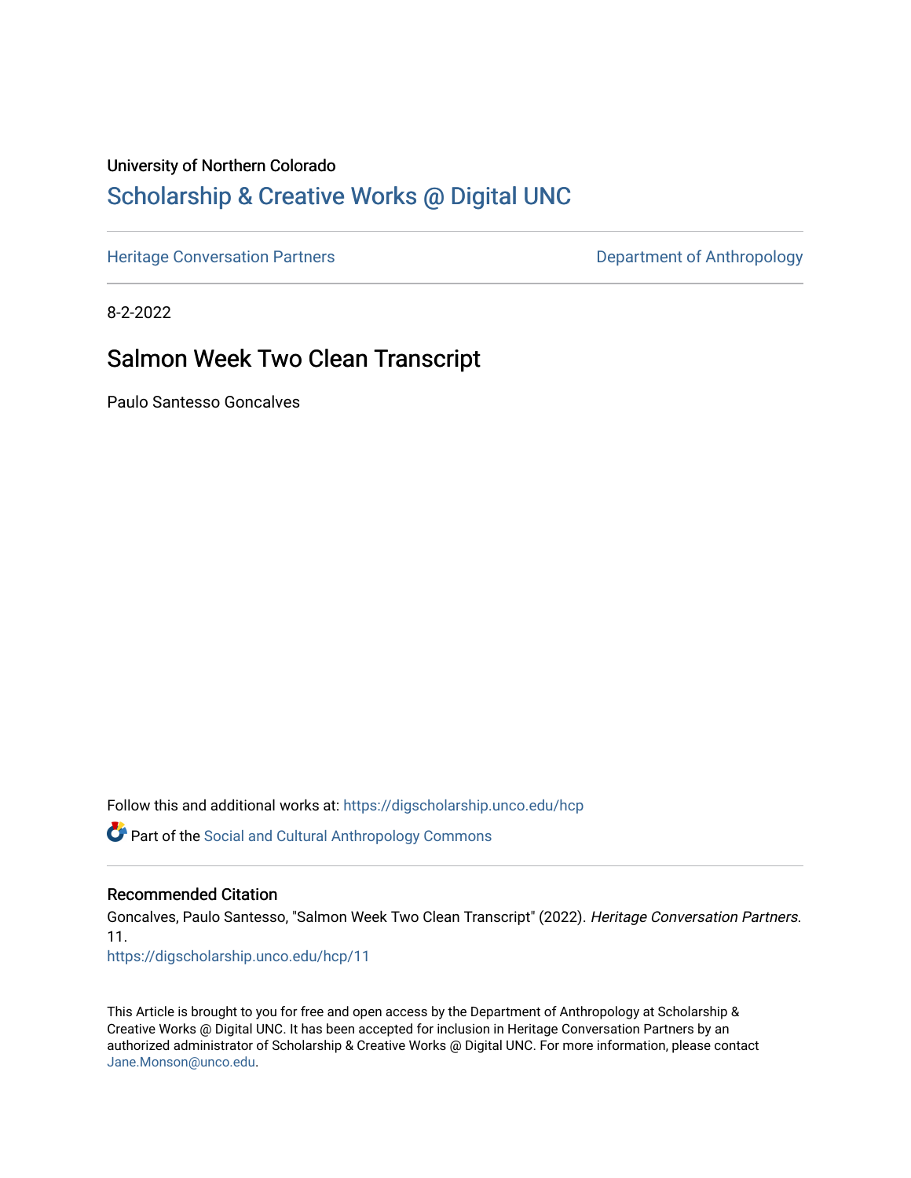University of Northern Colorado

# Scholarship & Creative Works @ Digital UNC

Heritage Conversation Partners | Department of Anthropology

8-2-2022

## Salmon Week Two Clean Transcript

Paulo Santesso Goncalves

Follow this and additional works at: https://digscholarship.unco.edu/hcp

Part of the Social and Cultural Anthropology Commons

### Recommended Citation

Goncalves, Paulo Santesso, "Salmon Week Two Clean Transcript" (2022). *Heritage Conversation Partners*. 11.
https://digscholarship.unco.edu/hcp/11

This Article is brought to you for free and open access by the Department of Anthropology at Scholarship & Creative Works @ Digital UNC. It has been accepted for inclusion in Heritage Conversation Partners by an authorized administrator of Scholarship & Creative Works @ Digital UNC. For more information, please contact Jane.Monson@unco.edu.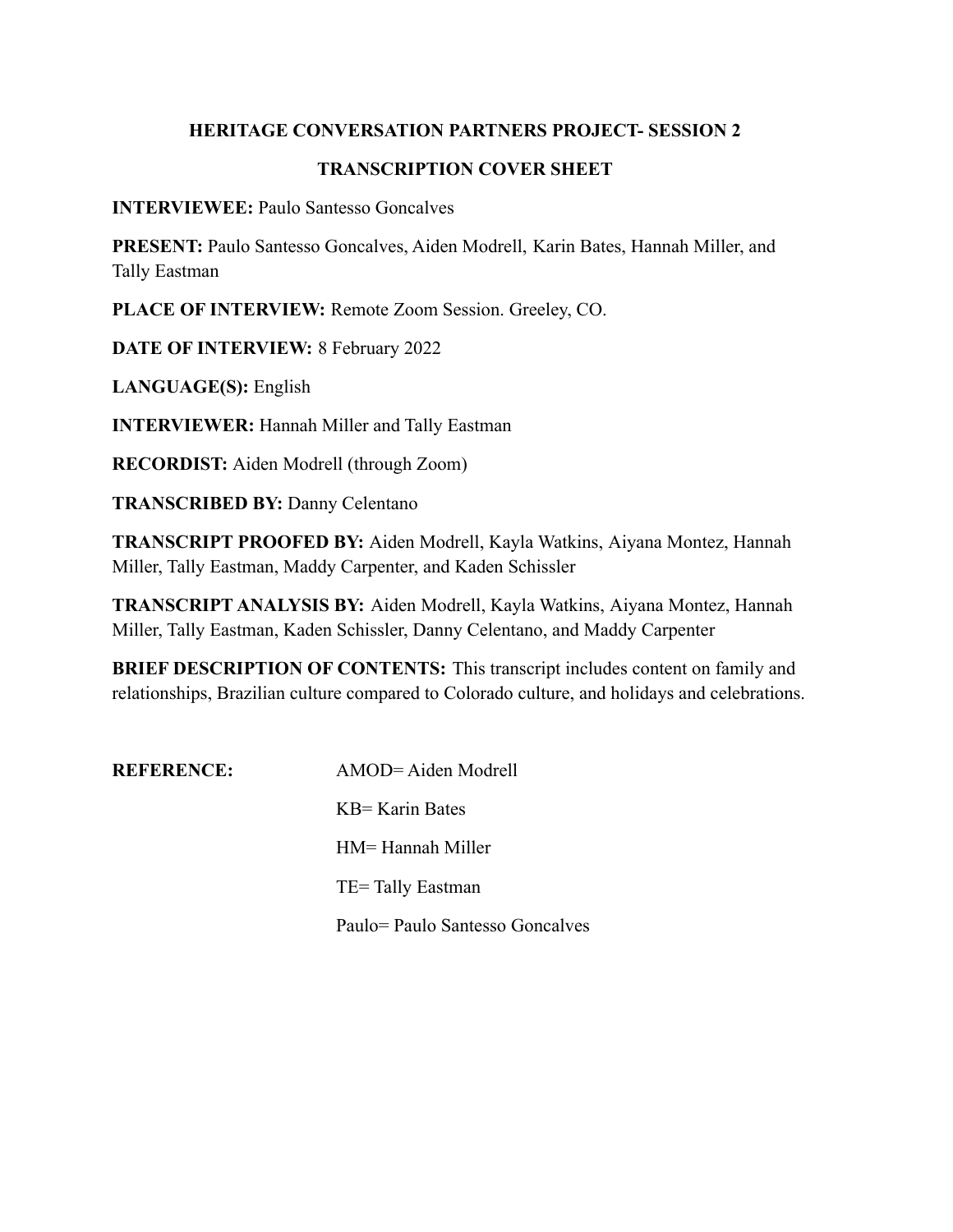**HERITAGE CONVERSATION PARTNERS PROJECT- SESSION 2**

**TRANSCRIPTION COVER SHEET**

**INTERVIEWEE:** Paulo Santesso Goncalves

**PRESENT:** Paulo Santesso Goncalves, Aiden Modrell, Karin Bates, Hannah Miller, and Tally Eastman

**PLACE OF INTERVIEW:** Remote Zoom Session. Greeley, CO.

**DATE OF INTERVIEW:** 8 February 2022

**LANGUAGE(S):** English

**INTERVIEWER:** Hannah Miller and Tally Eastman

**RECORDIST:** Aiden Modrell (through Zoom)

**TRANSCRIBED BY:** Danny Celentano

**TRANSCRIPT PROOFED BY:** Aiden Modrell, Kayla Watkins, Aiyana Montez, Hannah Miller, Tally Eastman, Maddy Carpenter, and Kaden Schissler

**TRANSCRIPT ANALYSIS BY:** Aiden Modrell, Kayla Watkins, Aiyana Montez, Hannah Miller, Tally Eastman, Kaden Schissler, Danny Celentano, and Maddy Carpenter

**BRIEF DESCRIPTION OF CONTENTS:** This transcript includes content on family and relationships, Brazilian culture compared to Colorado culture, and holidays and celebrations.

**REFERENCE:**

AMOD= Aiden Modrell

KB= Karin Bates

HM= Hannah Miller

TE= Tally Eastman

Paulo= Paulo Santesso Goncalves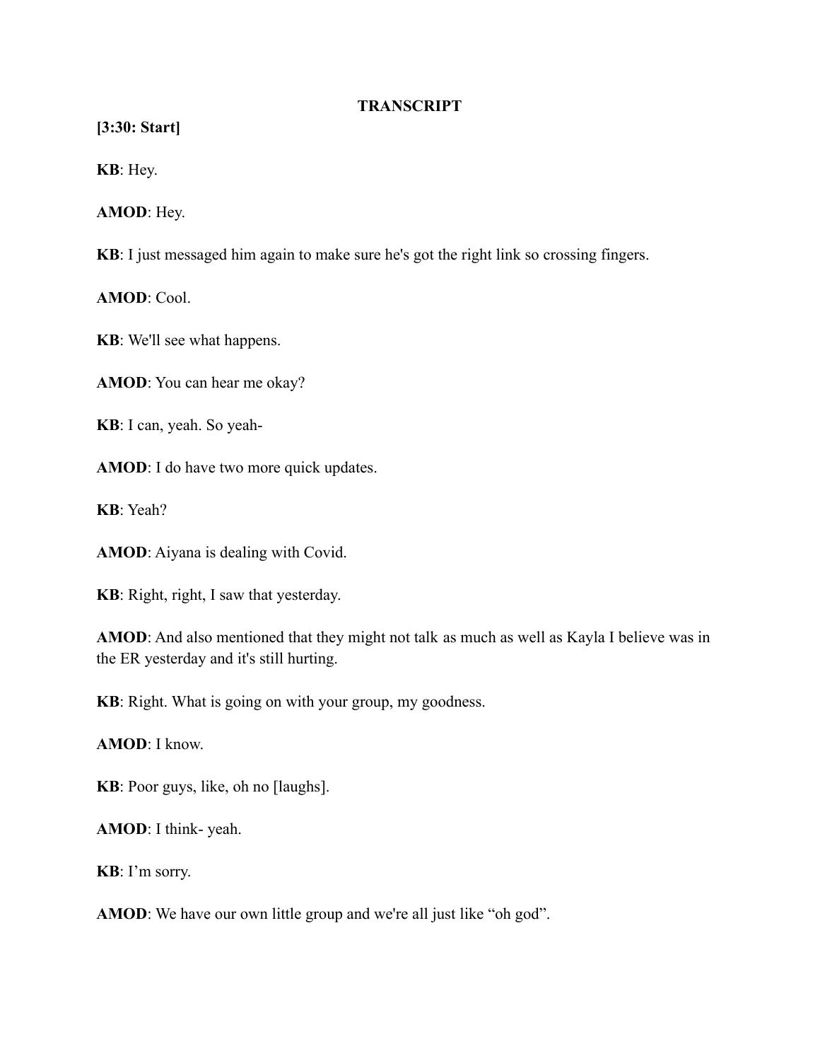**TRANSCRIPT**

**[3:30: Start]**

**KB**: Hey.

**AMOD**: Hey.

**KB**: I just messaged him again to make sure he's got the right link so crossing fingers.

**AMOD**: Cool.

**KB**: We'll see what happens.

**AMOD**: You can hear me okay?

**KB**: I can, yeah. So yeah-

**AMOD**: I do have two more quick updates.

**KB**: Yeah?

**AMOD**: Aiyana is dealing with Covid.

**KB**: Right, right, I saw that yesterday.

**AMOD**: And also mentioned that they might not talk as much as well as Kayla I believe was in the ER yesterday and it's still hurting.

**KB**: Right. What is going on with your group, my goodness.

**AMOD**: I know.

**KB**: Poor guys, like, oh no [laughs].

**AMOD**: I think- yeah.

**KB**: I'm sorry.

**AMOD**: We have our own little group and we're all just like "oh god".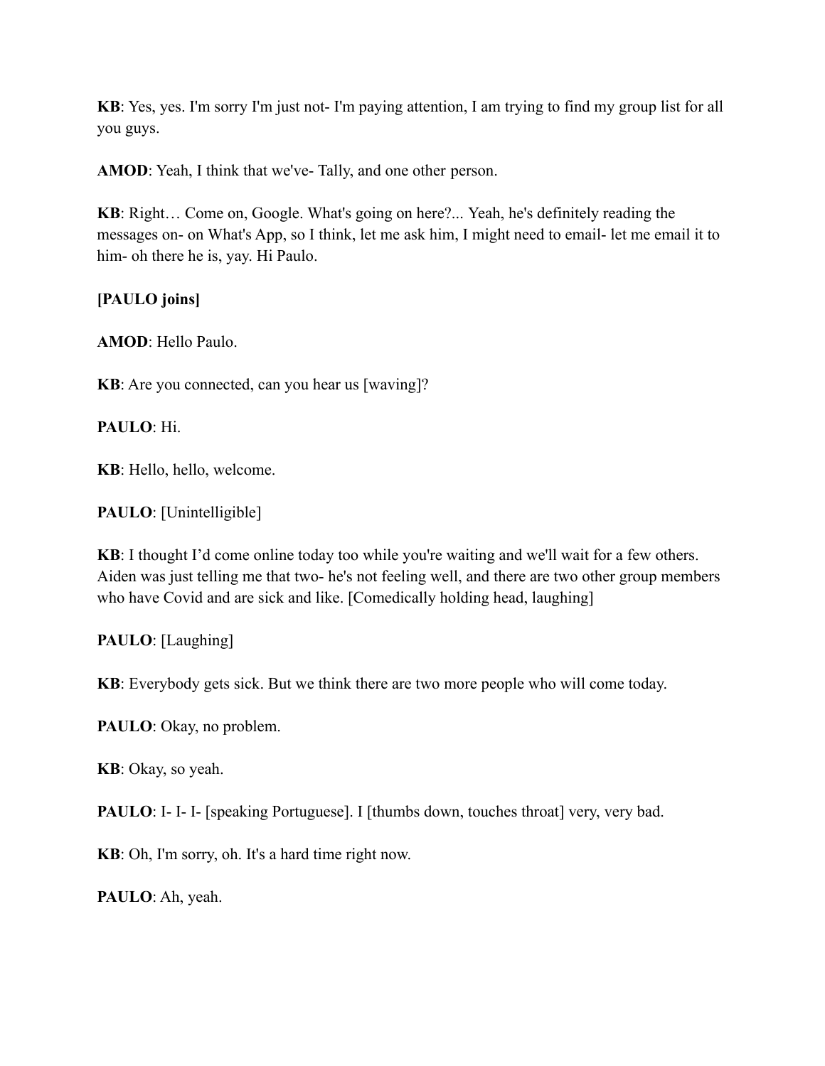**KB**: Yes, yes. I'm sorry I'm just not- I'm paying attention, I am trying to find my group list for all you guys.

**AMOD**: Yeah, I think that we've- Tally, and one other person.

**KB**: Right… Come on, Google. What's going on here?... Yeah, he's definitely reading the messages on- on What's App, so I think, let me ask him, I might need to email- let me email it to him- oh there he is, yay. Hi Paulo.

**[PAULO joins]**

**AMOD**: Hello Paulo.

**KB**: Are you connected, can you hear us [waving]?

**PAULO**: Hi.

**KB**: Hello, hello, welcome.

**PAULO**: [Unintelligible]

**KB**: I thought I'd come online today too while you're waiting and we'll wait for a few others. Aiden was just telling me that two- he's not feeling well, and there are two other group members who have Covid and are sick and like. [Comedically holding head, laughing]

**PAULO**: [Laughing]

**KB**: Everybody gets sick. But we think there are two more people who will come today.

**PAULO**: Okay, no problem.

**KB**: Okay, so yeah.

**PAULO**: I- I- I- [speaking Portuguese]. I [thumbs down, touches throat] very, very bad.

**KB**: Oh, I'm sorry, oh. It's a hard time right now.

**PAULO**: Ah, yeah.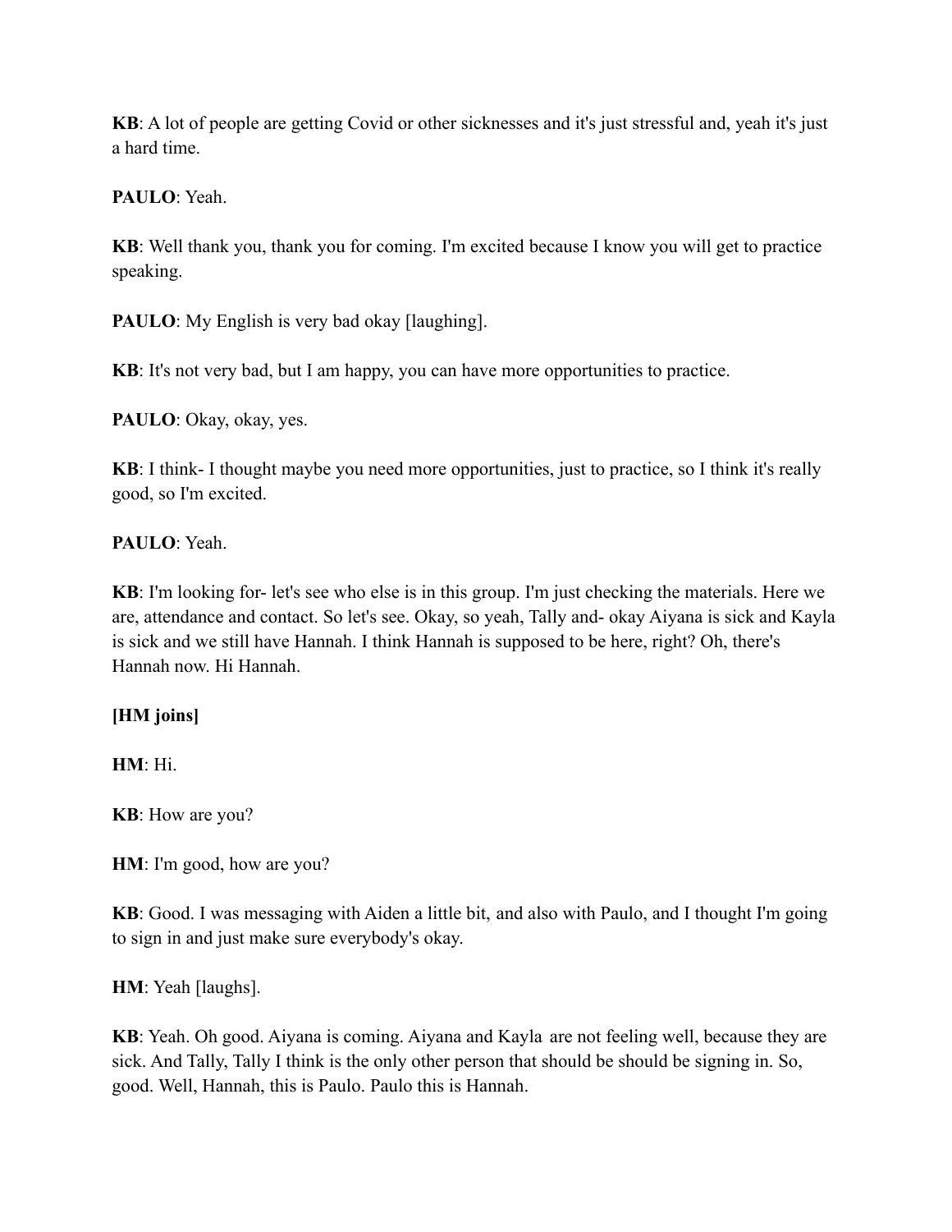**KB**: A lot of people are getting Covid or other sicknesses and it's just stressful and, yeah it's just a hard time.

**PAULO**: Yeah.

**KB**: Well thank you, thank you for coming. I'm excited because I know you will get to practice speaking.

**PAULO**: My English is very bad okay [laughing].

**KB**: It's not very bad, but I am happy, you can have more opportunities to practice.

**PAULO**: Okay, okay, yes.

**KB**: I think- I thought maybe you need more opportunities, just to practice, so I think it's really good, so I'm excited.

**PAULO**: Yeah.

**KB**: I'm looking for- let's see who else is in this group. I'm just checking the materials. Here we are, attendance and contact. So let's see. Okay, so yeah, Tally and- okay Aiyana is sick and Kayla is sick and we still have Hannah. I think Hannah is supposed to be here, right? Oh, there's Hannah now. Hi Hannah.

**[HM joins]**

**HM**: Hi.

**KB**: How are you?

**HM**: I'm good, how are you?

**KB**: Good. I was messaging with Aiden a little bit, and also with Paulo, and I thought I'm going to sign in and just make sure everybody's okay.

**HM**: Yeah [laughs].

**KB**: Yeah. Oh good. Aiyana is coming. Aiyana and Kayla are not feeling well, because they are sick. And Tally, Tally I think is the only other person that should be should be signing in. So, good. Well, Hannah, this is Paulo. Paulo this is Hannah.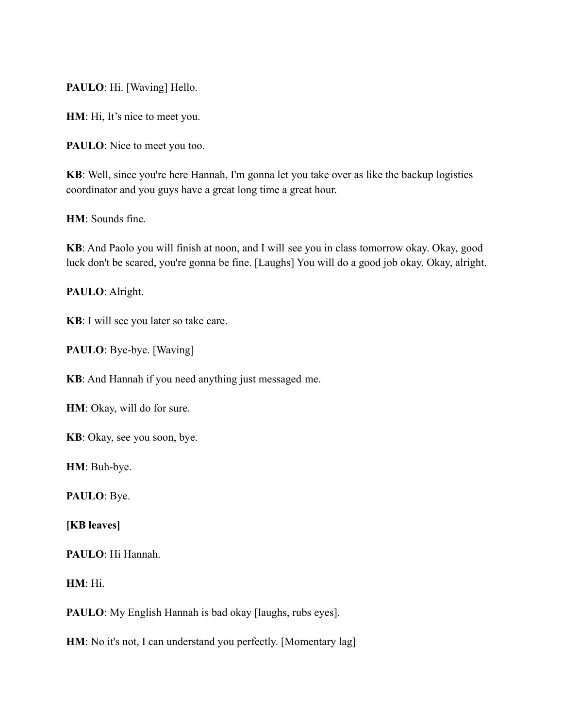**PAULO**: Hi. [Waving] Hello.

**HM**: Hi, It's nice to meet you.

**PAULO**: Nice to meet you too.

**KB**: Well, since you're here Hannah, I'm gonna let you take over as like the backup logistics coordinator and you guys have a great long time a great hour.

**HM**: Sounds fine.

**KB**: And Paolo you will finish at noon, and I will see you in class tomorrow okay. Okay, good luck don't be scared, you're gonna be fine. [Laughs] You will do a good job okay. Okay, alright.

**PAULO**: Alright.

**KB**: I will see you later so take care.

**PAULO**: Bye-bye. [Waving]

**KB**: And Hannah if you need anything just messaged me.

**HM**: Okay, will do for sure.

**KB**: Okay, see you soon, bye.

**HM**: Buh-bye.

**PAULO**: Bye.

**[KB leaves]**

**PAULO**: Hi Hannah.

**HM**: Hi.

**PAULO**: My English Hannah is bad okay [laughs, rubs eyes].

**HM**: No it's not, I can understand you perfectly. [Momentary lag]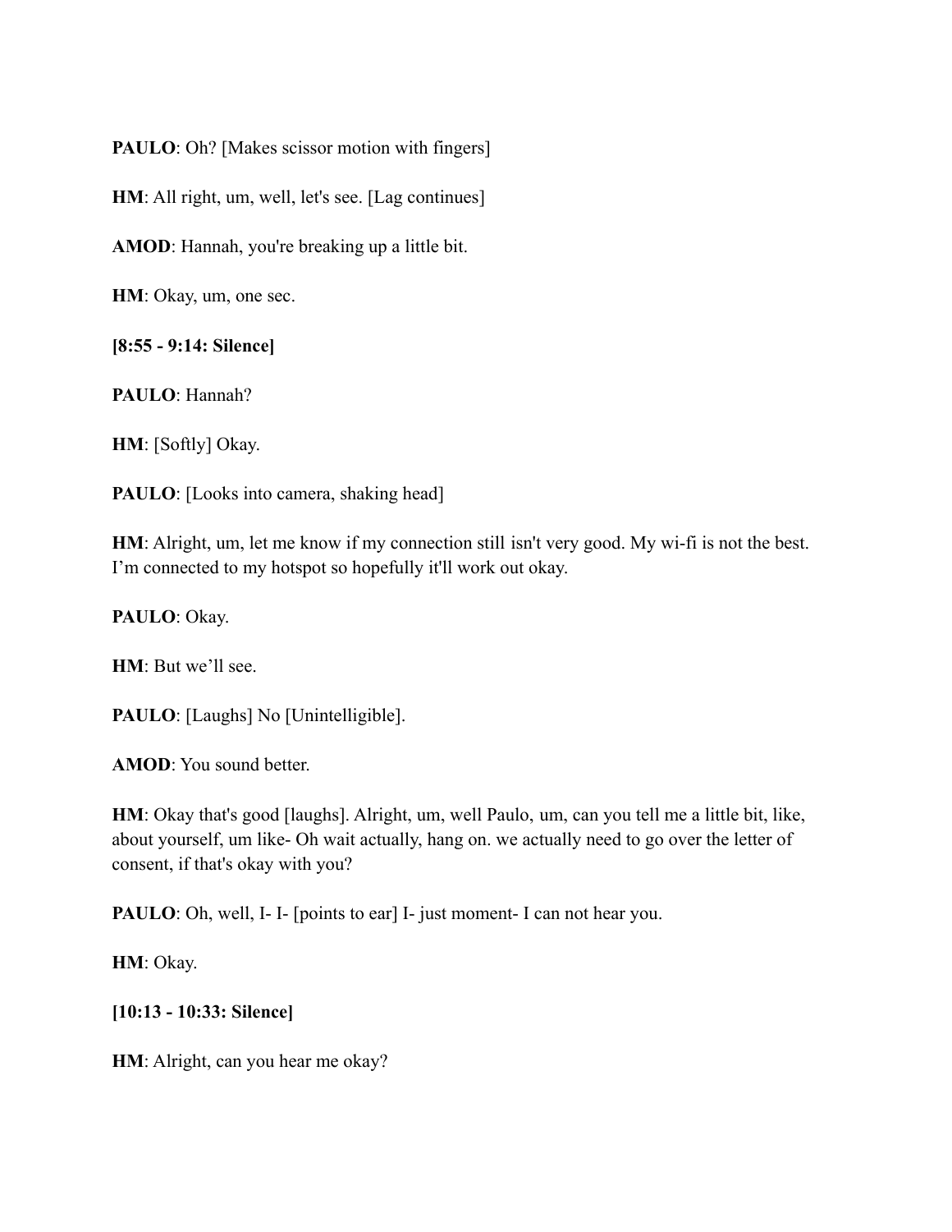**PAULO**: Oh? [Makes scissor motion with fingers]

**HM**: All right, um, well, let's see. [Lag continues]

**AMOD**: Hannah, you're breaking up a little bit.

**HM**: Okay, um, one sec.

**[8:55 - 9:14: Silence]**

**PAULO**: Hannah?

**HM**: [Softly] Okay.

**PAULO**: [Looks into camera, shaking head]

**HM**: Alright, um, let me know if my connection still isn't very good. My wi-fi is not the best. I'm connected to my hotspot so hopefully it'll work out okay.

**PAULO**: Okay.

**HM**: But we'll see.

**PAULO**: [Laughs] No [Unintelligible].

**AMOD**: You sound better.

**HM**: Okay that's good [laughs]. Alright, um, well Paulo, um, can you tell me a little bit, like, about yourself, um like- Oh wait actually, hang on. we actually need to go over the letter of consent, if that's okay with you?

**PAULO**: Oh, well, I- I- [points to ear] I- just moment- I can not hear you.

**HM**: Okay.

**[10:13 - 10:33: Silence]**

**HM**: Alright, can you hear me okay?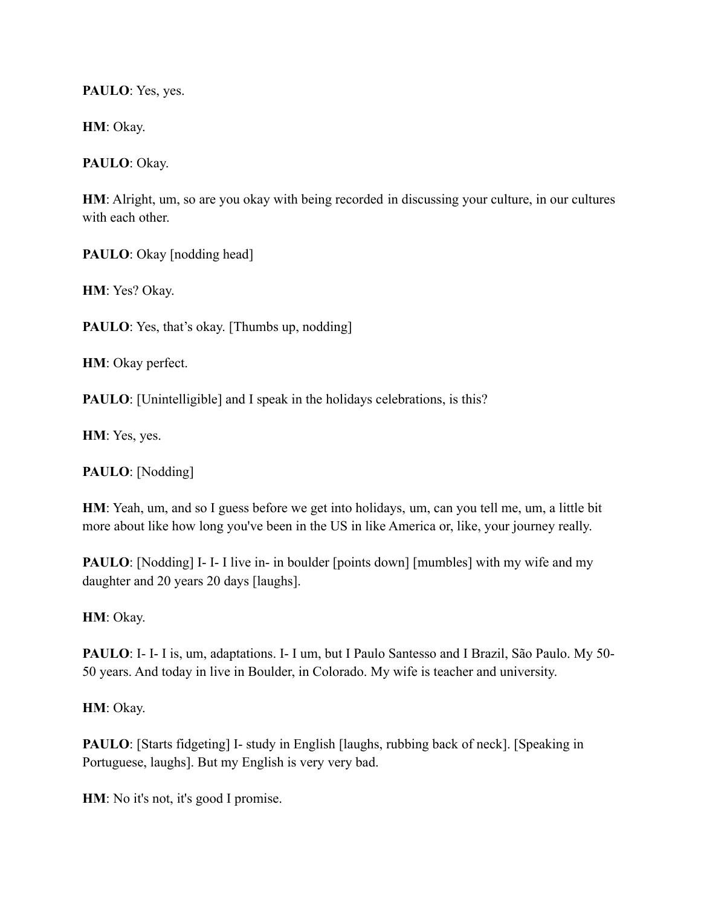**PAULO**: Yes, yes.

**HM**: Okay.

**PAULO**: Okay.

**HM**: Alright, um, so are you okay with being recorded in discussing your culture, in our cultures with each other.

**PAULO**: Okay [nodding head]

**HM**: Yes? Okay.

**PAULO**: Yes, that's okay. [Thumbs up, nodding]

**HM**: Okay perfect.

**PAULO**: [Unintelligible] and I speak in the holidays celebrations, is this?

**HM**: Yes, yes.

**PAULO**: [Nodding]

**HM**: Yeah, um, and so I guess before we get into holidays, um, can you tell me, um, a little bit more about like how long you've been in the US in like America or, like, your journey really.

**PAULO**: [Nodding] I- I- I live in- in boulder [points down] [mumbles] with my wife and my daughter and 20 years 20 days [laughs].

**HM**: Okay.

**PAULO**: I- I- I is, um, adaptations. I- I um, but I Paulo Santesso and I Brazil, São Paulo. My 50-50 years. And today in live in Boulder, in Colorado. My wife is teacher and university.

**HM**: Okay.

**PAULO**: [Starts fidgeting] I- study in English [laughs, rubbing back of neck]. [Speaking in Portuguese, laughs]. But my English is very very bad.

**HM**: No it's not, it's good I promise.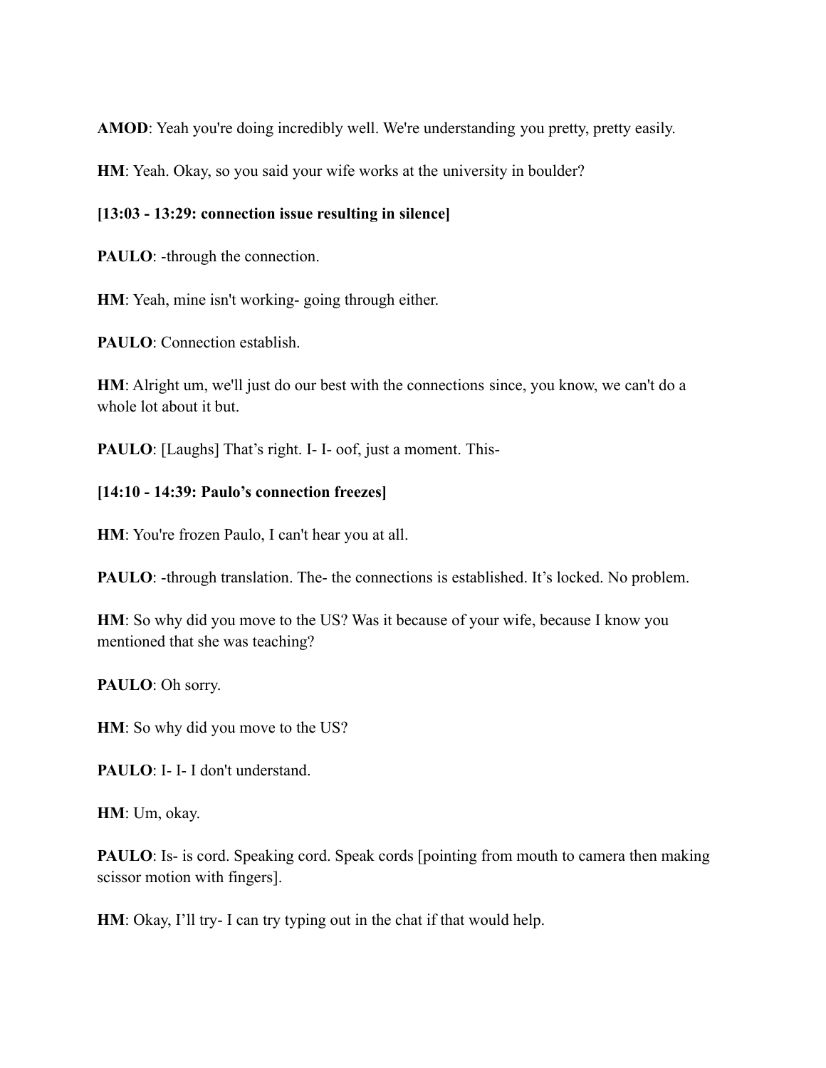**AMOD**: Yeah you're doing incredibly well. We're understanding you pretty, pretty easily.

**HM**: Yeah. Okay, so you said your wife works at the university in boulder?

**[13:03 - 13:29: connection issue resulting in silence]**

**PAULO**: -through the connection.

**HM**: Yeah, mine isn't working- going through either.

**PAULO**: Connection establish.

**HM**: Alright um, we'll just do our best with the connections since, you know, we can't do a whole lot about it but.

**PAULO**: [Laughs] That's right. I- I- oof, just a moment. This-

**[14:10 - 14:39: Paulo's connection freezes]**

**HM**: You're frozen Paulo, I can't hear you at all.

**PAULO**: -through translation. The- the connections is established. It's locked. No problem.

**HM**: So why did you move to the US? Was it because of your wife, because I know you mentioned that she was teaching?

**PAULO**: Oh sorry.

**HM**: So why did you move to the US?

**PAULO**: I- I- I don't understand.

**HM**: Um, okay.

**PAULO**: Is- is cord. Speaking cord. Speak cords [pointing from mouth to camera then making scissor motion with fingers].

**HM**: Okay, I'll try- I can try typing out in the chat if that would help.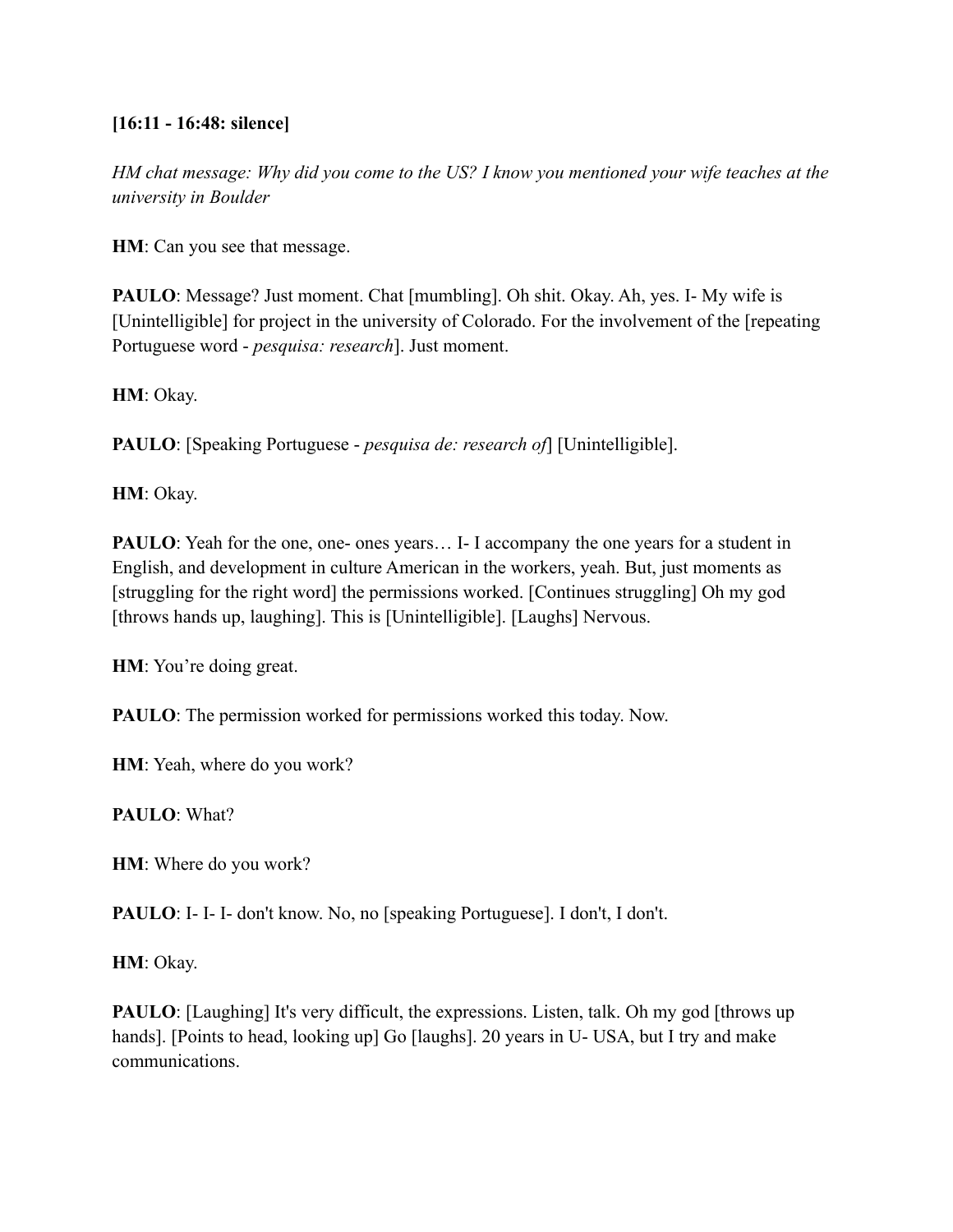**[16:11 - 16:48: silence]**

*HM chat message: Why did you come to the US? I know you mentioned your wife teaches at the university in Boulder*

**HM**: Can you see that message.

**PAULO**: Message? Just moment. Chat [mumbling]. Oh shit. Okay. Ah, yes. I- My wife is [Unintelligible] for project in the university of Colorado. For the involvement of the [repeating Portuguese word - *pesquisa: research*]. Just moment.

**HM**: Okay.

**PAULO**: [Speaking Portuguese - *pesquisa de: research of*] [Unintelligible].

**HM**: Okay.

**PAULO**: Yeah for the one, one- ones years… I- I accompany the one years for a student in English, and development in culture American in the workers, yeah. But, just moments as [struggling for the right word] the permissions worked. [Continues struggling] Oh my god [throws hands up, laughing]. This is [Unintelligible]. [Laughs] Nervous.

**HM**: You're doing great.

**PAULO**: The permission worked for permissions worked this today. Now.

**HM**: Yeah, where do you work?

**PAULO**: What?

**HM**: Where do you work?

**PAULO**: I- I- I- don't know. No, no [speaking Portuguese]. I don't, I don't.

**HM**: Okay.

**PAULO**: [Laughing] It's very difficult, the expressions. Listen, talk. Oh my god [throws up hands]. [Points to head, looking up] Go [laughs]. 20 years in U- USA, but I try and make communications.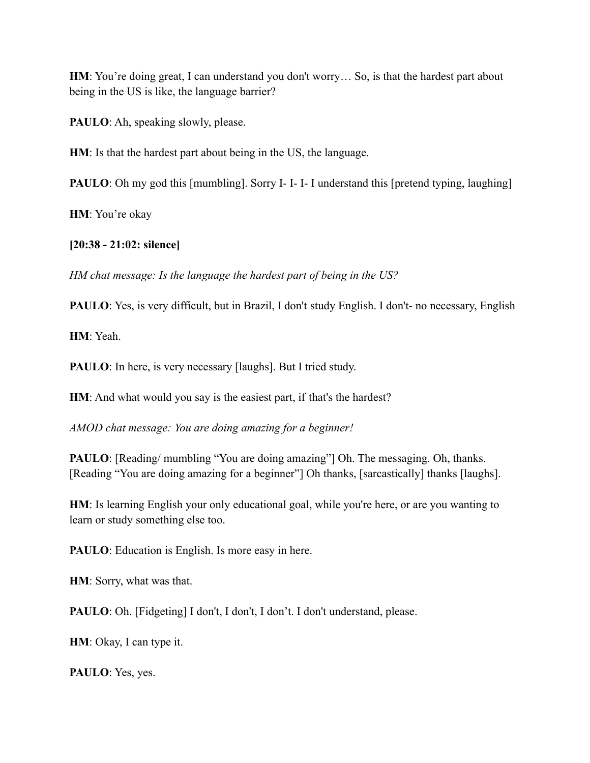**HM**: You're doing great, I can understand you don't worry… So, is that the hardest part about being in the US is like, the language barrier?

**PAULO**: Ah, speaking slowly, please.

**HM**: Is that the hardest part about being in the US, the language.

**PAULO**: Oh my god this [mumbling]. Sorry I- I- I- I understand this [pretend typing, laughing]

**HM**: You're okay

**[20:38 - 21:02: silence]**

*HM chat message: Is the language the hardest part of being in the US?*

**PAULO**: Yes, is very difficult, but in Brazil, I don't study English. I don't- no necessary, English

**HM**: Yeah.

**PAULO**: In here, is very necessary [laughs]. But I tried study.

**HM**: And what would you say is the easiest part, if that's the hardest?

*AMOD chat message: You are doing amazing for a beginner!*

**PAULO**: [Reading/ mumbling "You are doing amazing"] Oh. The messaging. Oh, thanks. [Reading "You are doing amazing for a beginner"] Oh thanks, [sarcastically] thanks [laughs].

**HM**: Is learning English your only educational goal, while you're here, or are you wanting to learn or study something else too.

**PAULO**: Education is English. Is more easy in here.

**HM**: Sorry, what was that.

**PAULO**: Oh. [Fidgeting] I don't, I don't, I don't. I don't understand, please.

**HM**: Okay, I can type it.

**PAULO**: Yes, yes.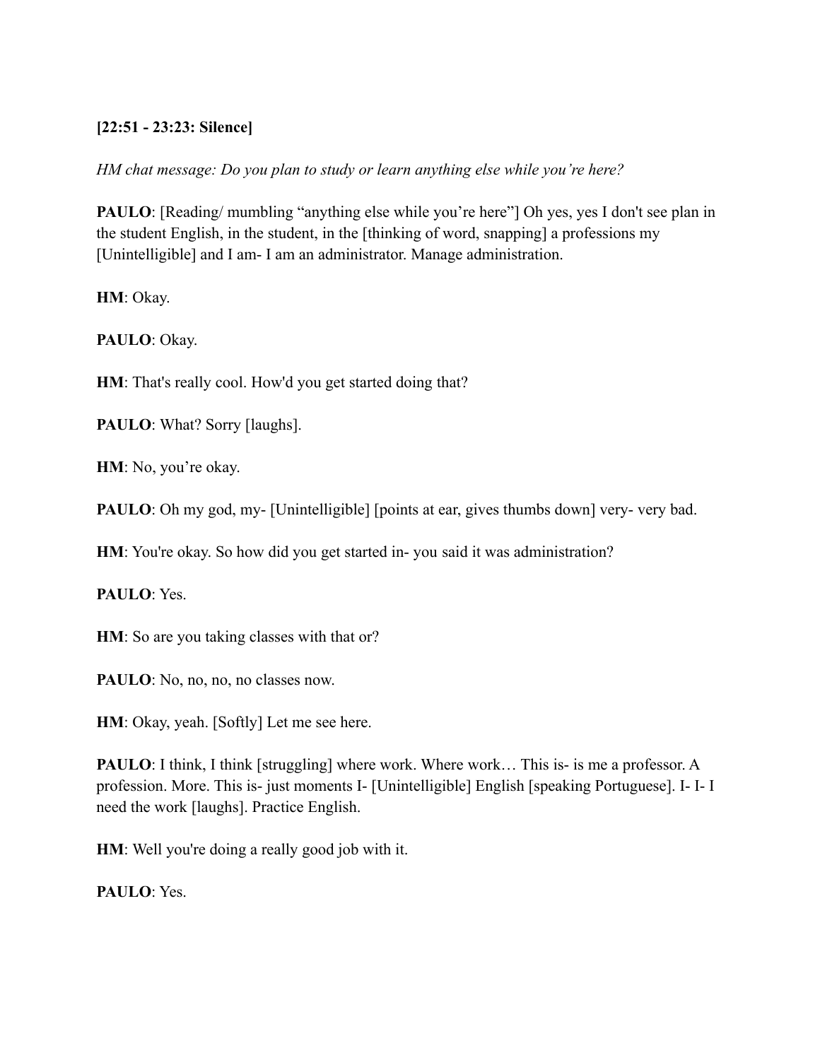**[22:51 - 23:23: Silence]**

*HM chat message: Do you plan to study or learn anything else while you're here?*

**PAULO**: [Reading/ mumbling "anything else while you're here"] Oh yes, yes I don't see plan in the student English, in the student, in the [thinking of word, snapping] a professions my [Unintelligible] and I am- I am an administrator. Manage administration.

**HM**: Okay.

**PAULO**: Okay.

**HM**: That's really cool. How'd you get started doing that?

**PAULO**: What? Sorry [laughs].

**HM**: No, you're okay.

**PAULO**: Oh my god, my- [Unintelligible] [points at ear, gives thumbs down] very- very bad.

**HM**: You're okay. So how did you get started in- you said it was administration?

**PAULO**: Yes.

**HM**: So are you taking classes with that or?

**PAULO**: No, no, no, no classes now.

**HM**: Okay, yeah. [Softly] Let me see here.

**PAULO**: I think, I think [struggling] where work. Where work… This is- is me a professor. A profession. More. This is- just moments I- [Unintelligible] English [speaking Portuguese]. I- I- I need the work [laughs]. Practice English.

**HM**: Well you're doing a really good job with it.

**PAULO**: Yes.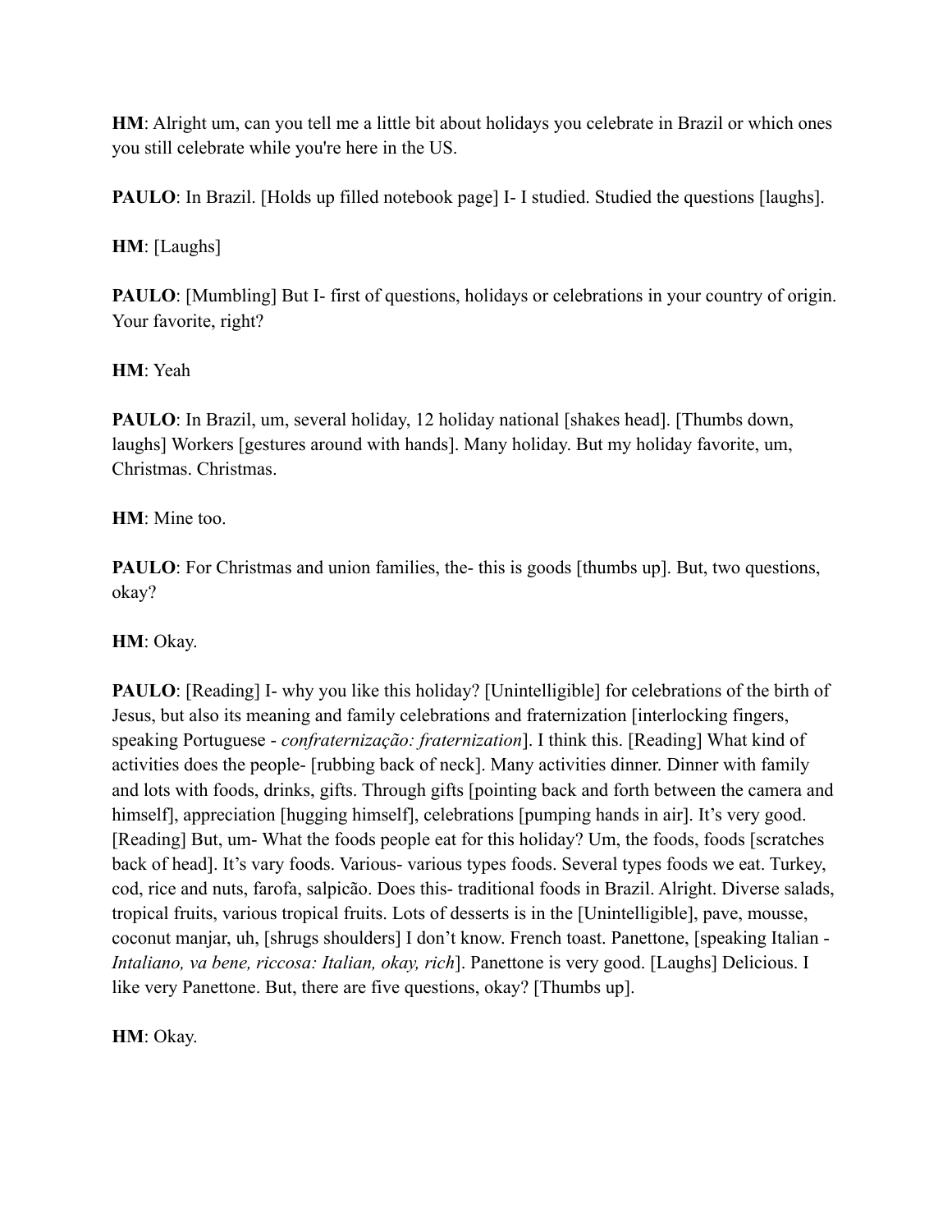**HM**: Alright um, can you tell me a little bit about holidays you celebrate in Brazil or which ones you still celebrate while you're here in the US.

**PAULO**: In Brazil. [Holds up filled notebook page] I- I studied. Studied the questions [laughs].

**HM**: [Laughs]

**PAULO**: [Mumbling] But I- first of questions, holidays or celebrations in your country of origin. Your favorite, right?

**HM**: Yeah

**PAULO**: In Brazil, um, several holiday, 12 holiday national [shakes head]. [Thumbs down, laughs] Workers [gestures around with hands]. Many holiday. But my holiday favorite, um, Christmas. Christmas.

**HM**: Mine too.

**PAULO**: For Christmas and union families, the- this is goods [thumbs up]. But, two questions, okay?

**HM**: Okay.

**PAULO**: [Reading] I- why you like this holiday? [Unintelligible] for celebrations of the birth of Jesus, but also its meaning and family celebrations and fraternization [interlocking fingers, speaking Portuguese - *confraternização: fraternization*]. I think this. [Reading] What kind of activities does the people- [rubbing back of neck]. Many activities dinner. Dinner with family and lots with foods, drinks, gifts. Through gifts [pointing back and forth between the camera and himself], appreciation [hugging himself], celebrations [pumping hands in air]. It's very good. [Reading] But, um- What the foods people eat for this holiday? Um, the foods, foods [scratches back of head]. It's vary foods. Various- various types foods. Several types foods we eat. Turkey, cod, rice and nuts, farofa, salpicão. Does this- traditional foods in Brazil. Alright. Diverse salads, tropical fruits, various tropical fruits. Lots of desserts is in the [Unintelligible], pave, mousse, coconut manjar, uh, [shrugs shoulders] I don't know. French toast. Panettone, [speaking Italian - *Intaliano, va bene, riccosa: Italian, okay, rich*]. Panettone is very good. [Laughs] Delicious. I like very Panettone. But, there are five questions, okay? [Thumbs up].

**HM**: Okay.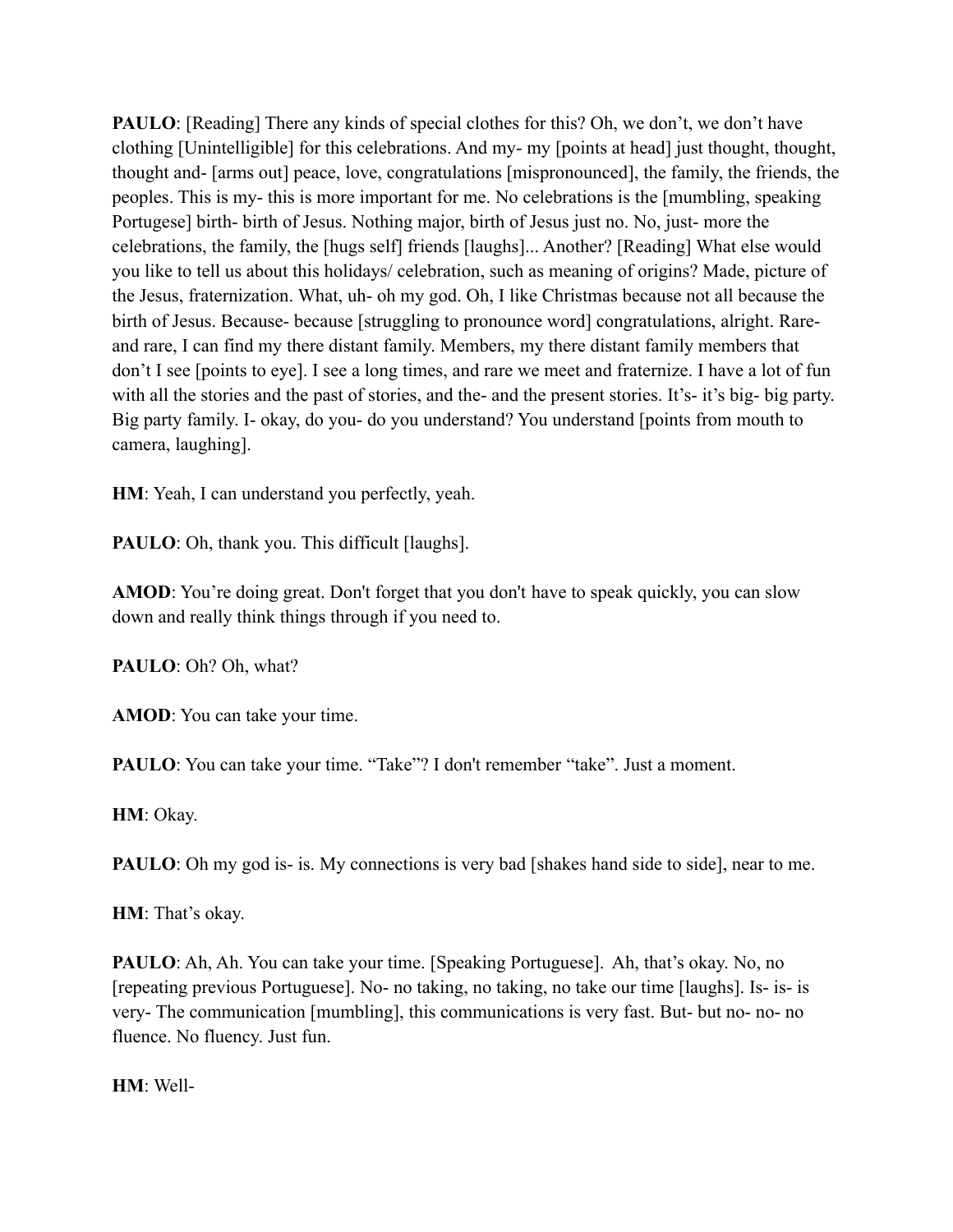**PAULO**: [Reading] There any kinds of special clothes for this? Oh, we don't, we don't have clothing [Unintelligible] for this celebrations. And my- my [points at head] just thought, thought, thought and- [arms out] peace, love, congratulations [mispronounced], the family, the friends, the peoples. This is my- this is more important for me. No celebrations is the [mumbling, speaking Portugese] birth- birth of Jesus. Nothing major, birth of Jesus just no. No, just- more the celebrations, the family, the [hugs self] friends [laughs]... Another? [Reading] What else would you like to tell us about this holidays/ celebration, such as meaning of origins? Made, picture of the Jesus, fraternization. What, uh- oh my god. Oh, I like Christmas because not all because the birth of Jesus. Because- because [struggling to pronounce word] congratulations, alright. Rare- and rare, I can find my there distant family. Members, my there distant family members that don't I see [points to eye]. I see a long times, and rare we meet and fraternize. I have a lot of fun with all the stories and the past of stories, and the- and the present stories. It's- it's big- big party. Big party family. I- okay, do you- do you understand? You understand [points from mouth to camera, laughing].

**HM**: Yeah, I can understand you perfectly, yeah.

**PAULO**: Oh, thank you. This difficult [laughs].

**AMOD**: You're doing great. Don't forget that you don't have to speak quickly, you can slow down and really think things through if you need to.

**PAULO**: Oh? Oh, what?

**AMOD**: You can take your time.

**PAULO**: You can take your time. "Take"? I don't remember "take". Just a moment.

**HM**: Okay.

**PAULO**: Oh my god is- is. My connections is very bad [shakes hand side to side], near to me.

**HM**: That's okay.

**PAULO**: Ah, Ah. You can take your time. [Speaking Portuguese]. Ah, that's okay. No, no [repeating previous Portuguese]. No- no taking, no taking, no take our time [laughs]. Is- is- is very- The communication [mumbling], this communications is very fast. But- but no- no- no fluence. No fluency. Just fun.

**HM**: Well-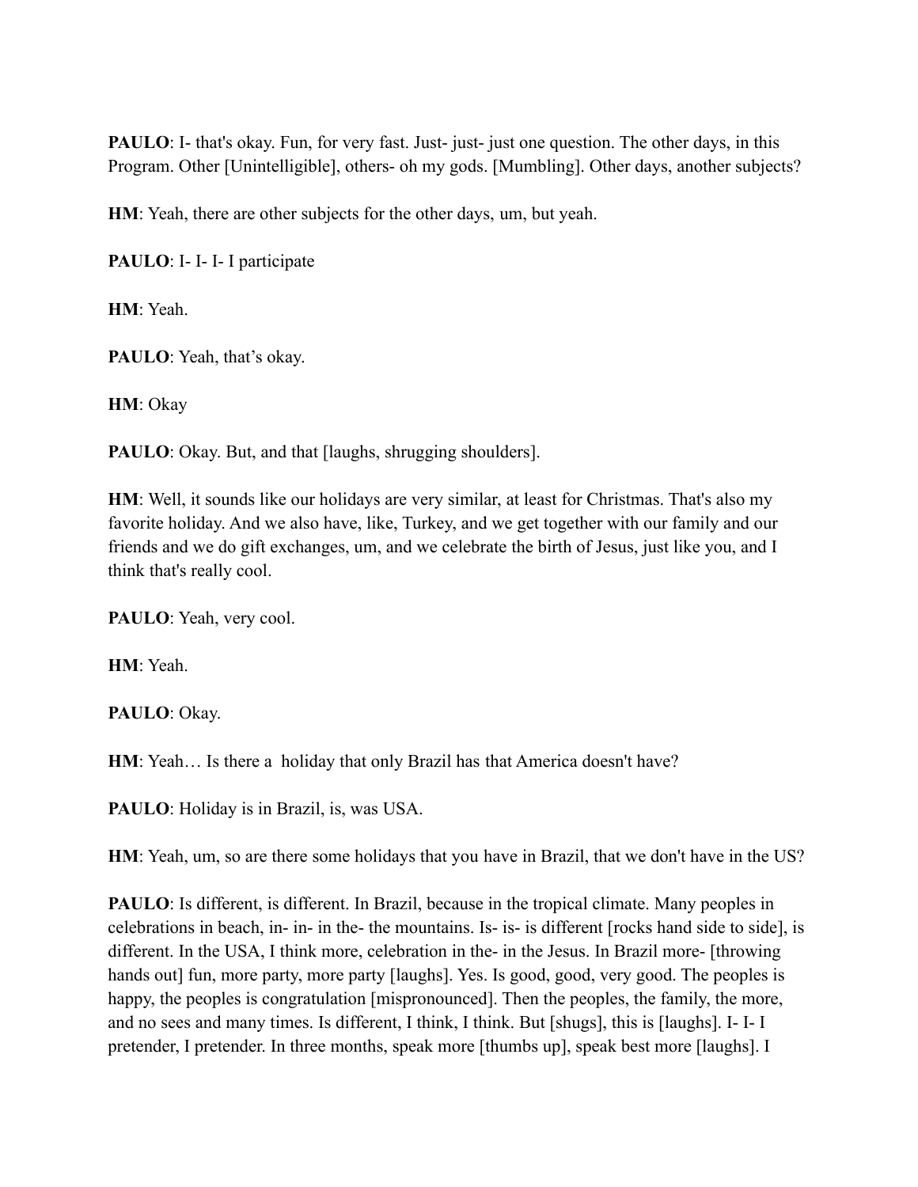**PAULO**: I- that's okay. Fun, for very fast. Just- just- just one question. The other days, in this Program. Other [Unintelligible], others- oh my gods. [Mumbling]. Other days, another subjects?

**HM**: Yeah, there are other subjects for the other days, um, but yeah.

**PAULO**: I- I- I- I participate

**HM**: Yeah.

**PAULO**: Yeah, that's okay.

**HM**: Okay

**PAULO**: Okay. But, and that [laughs, shrugging shoulders].

**HM**: Well, it sounds like our holidays are very similar, at least for Christmas. That's also my favorite holiday. And we also have, like, Turkey, and we get together with our family and our friends and we do gift exchanges, um, and we celebrate the birth of Jesus, just like you, and I think that's really cool.

**PAULO**: Yeah, very cool.

**HM**: Yeah.

**PAULO**: Okay.

**HM**: Yeah… Is there a  holiday that only Brazil has that America doesn't have?

**PAULO**: Holiday is in Brazil, is, was USA.

**HM**: Yeah, um, so are there some holidays that you have in Brazil, that we don't have in the US?

**PAULO**: Is different, is different. In Brazil, because in the tropical climate. Many peoples in celebrations in beach, in- in- in the- the mountains. Is- is- is different [rocks hand side to side], is different. In the USA, I think more, celebration in the- in the Jesus. In Brazil more- [throwing hands out] fun, more party, more party [laughs]. Yes. Is good, good, very good. The peoples is happy, the peoples is congratulation [mispronounced]. Then the peoples, the family, the more, and no sees and many times. Is different, I think, I think. But [shugs], this is [laughs]. I- I- I pretender, I pretender. In three months, speak more [thumbs up], speak best more [laughs]. I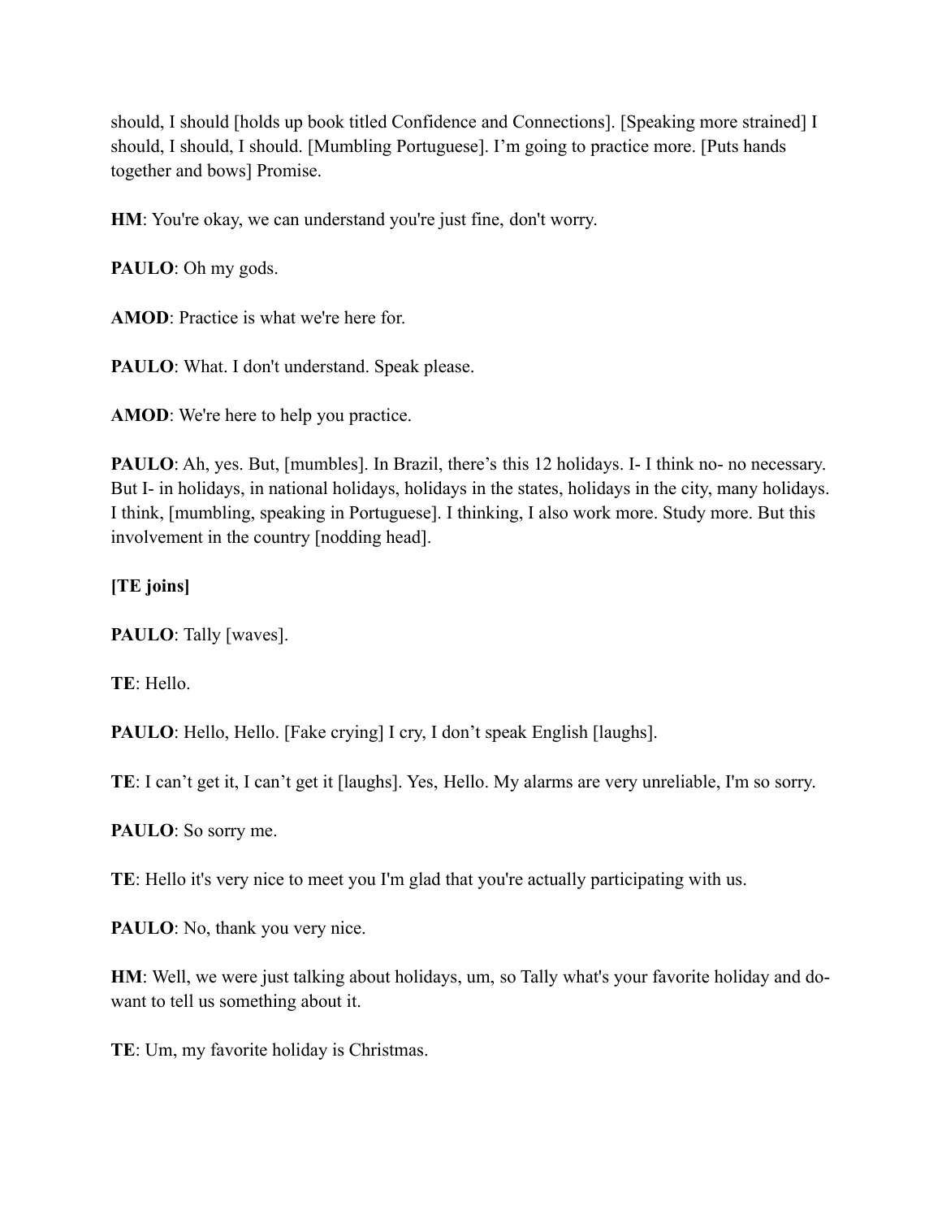should, I should [holds up book titled Confidence and Connections]. [Speaking more strained] I should, I should, I should. [Mumbling Portuguese]. I'm going to practice more. [Puts hands together and bows] Promise.

**HM**: You're okay, we can understand you're just fine, don't worry.

**PAULO**: Oh my gods.

**AMOD**: Practice is what we're here for.

**PAULO**: What. I don't understand. Speak please.

**AMOD**: We're here to help you practice.

**PAULO**: Ah, yes. But, [mumbles]. In Brazil, there's this 12 holidays. I- I think no- no necessary. But I- in holidays, in national holidays, holidays in the states, holidays in the city, many holidays. I think, [mumbling, speaking in Portuguese]. I thinking, I also work more. Study more. But this involvement in the country [nodding head].

**[TE joins]**

**PAULO**: Tally [waves].

**TE**: Hello.

**PAULO**: Hello, Hello. [Fake crying] I cry, I don't speak English [laughs].

**TE**: I can't get it, I can't get it [laughs]. Yes, Hello. My alarms are very unreliable, I'm so sorry.

**PAULO**: So sorry me.

**TE**: Hello it's very nice to meet you I'm glad that you're actually participating with us.

**PAULO**: No, thank you very nice.

**HM**: Well, we were just talking about holidays, um, so Tally what's your favorite holiday and do- want to tell us something about it.

**TE**: Um, my favorite holiday is Christmas.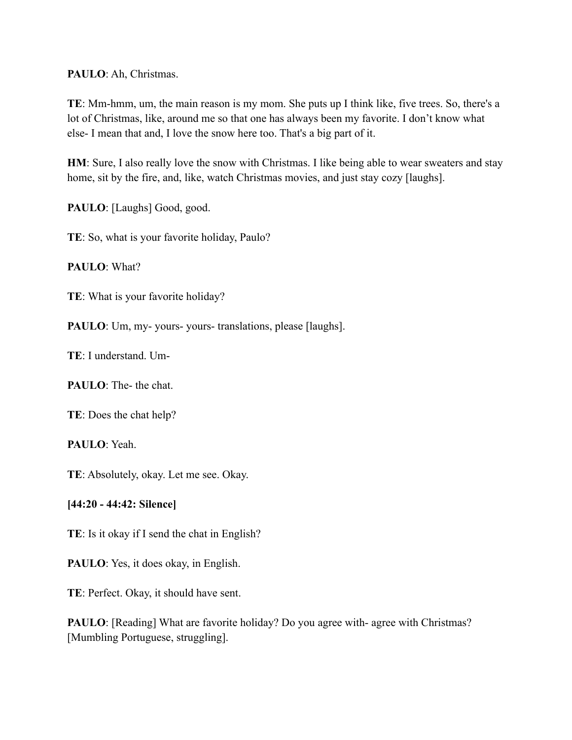**PAULO**: Ah, Christmas.

**TE**: Mm-hmm, um, the main reason is my mom. She puts up I think like, five trees. So, there's a lot of Christmas, like, around me so that one has always been my favorite. I don't know what else- I mean that and, I love the snow here too. That's a big part of it.

**HM**: Sure, I also really love the snow with Christmas. I like being able to wear sweaters and stay home, sit by the fire, and, like, watch Christmas movies, and just stay cozy [laughs].

**PAULO**: [Laughs] Good, good.

**TE**: So, what is your favorite holiday, Paulo?

**PAULO**: What?

**TE**: What is your favorite holiday?

**PAULO**: Um, my- yours- yours- translations, please [laughs].

**TE**: I understand. Um-

**PAULO**: The- the chat.

**TE**: Does the chat help?

**PAULO**: Yeah.

**TE**: Absolutely, okay. Let me see. Okay.

**[44:20 - 44:42: Silence]**

**TE**: Is it okay if I send the chat in English?

**PAULO**: Yes, it does okay, in English.

**TE**: Perfect. Okay, it should have sent.

**PAULO**: [Reading] What are favorite holiday? Do you agree with- agree with Christmas? [Mumbling Portuguese, struggling].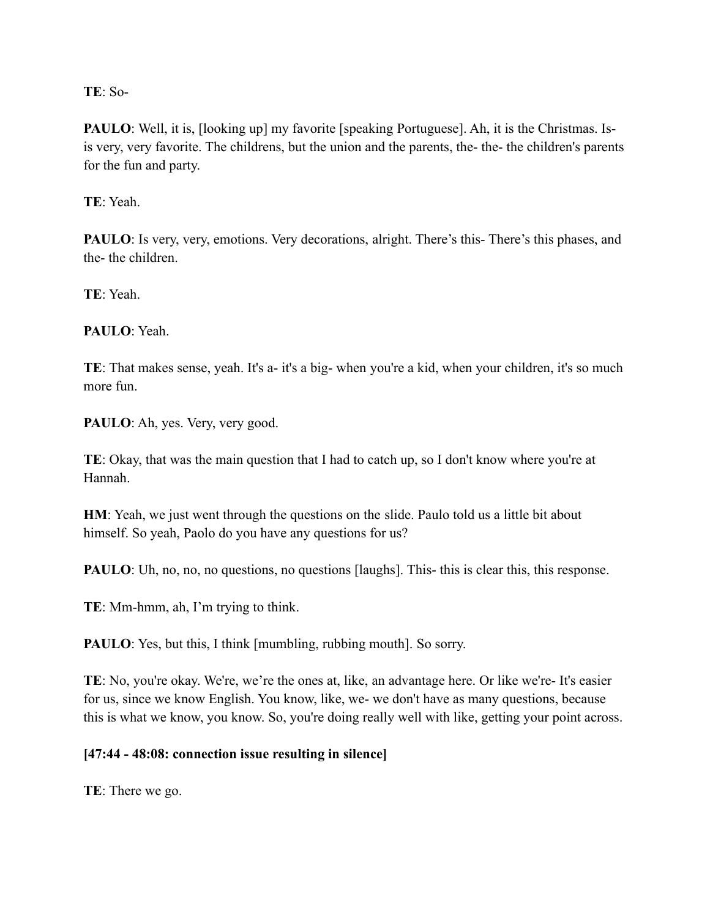**TE**: So-

**PAULO**: Well, it is, [looking up] my favorite [speaking Portuguese]. Ah, it is the Christmas. Is- is very, very favorite. The childrens, but the union and the parents, the- the- the children's parents for the fun and party.

**TE**: Yeah.

**PAULO**: Is very, very, emotions. Very decorations, alright. There's this- There's this phases, and the- the children.

**TE**: Yeah.

**PAULO**: Yeah.

**TE**: That makes sense, yeah. It's a- it's a big- when you're a kid, when your children, it's so much more fun.

**PAULO**: Ah, yes. Very, very good.

**TE**: Okay, that was the main question that I had to catch up, so I don't know where you're at Hannah.

**HM**: Yeah, we just went through the questions on the slide. Paulo told us a little bit about himself. So yeah, Paolo do you have any questions for us?

**PAULO**: Uh, no, no, no questions, no questions [laughs]. This- this is clear this, this response.

**TE**: Mm-hmm, ah, I'm trying to think.

**PAULO**: Yes, but this, I think [mumbling, rubbing mouth]. So sorry.

**TE**: No, you're okay. We're, we're the ones at, like, an advantage here. Or like we're- It's easier for us, since we know English. You know, like, we- we don't have as many questions, because this is what we know, you know. So, you're doing really well with like, getting your point across.

**[47:44 - 48:08: connection issue resulting in silence]**

**TE**: There we go.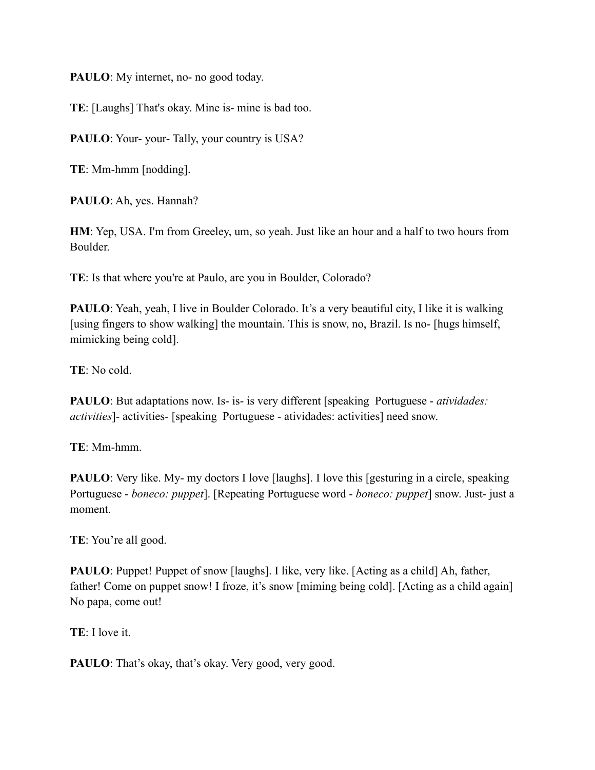**PAULO**: My internet, no- no good today.

**TE**: [Laughs] That's okay. Mine is- mine is bad too.

**PAULO**: Your- your- Tally, your country is USA?

**TE**: Mm-hmm [nodding].

**PAULO**: Ah, yes. Hannah?

**HM**: Yep, USA. I'm from Greeley, um, so yeah. Just like an hour and a half to two hours from Boulder.

**TE**: Is that where you're at Paulo, are you in Boulder, Colorado?

**PAULO**: Yeah, yeah, I live in Boulder Colorado. It's a very beautiful city, I like it is walking [using fingers to show walking] the mountain. This is snow, no, Brazil. Is no- [hugs himself, mimicking being cold].

**TE**: No cold.

**PAULO**: But adaptations now. Is- is- is very different [speaking Portuguese - *atividades: activities*]- activities- [speaking Portuguese - atividades: activities] need snow.

**TE**: Mm-hmm.

**PAULO**: Very like. My- my doctors I love [laughs]. I love this [gesturing in a circle, speaking Portuguese - *boneco: puppet*]. [Repeating Portuguese word - *boneco: puppet*] snow. Just- just a moment.

**TE**: You're all good.

**PAULO**: Puppet! Puppet of snow [laughs]. I like, very like. [Acting as a child] Ah, father, father! Come on puppet snow! I froze, it's snow [miming being cold]. [Acting as a child again] No papa, come out!

**TE**: I love it.

**PAULO**: That's okay, that's okay. Very good, very good.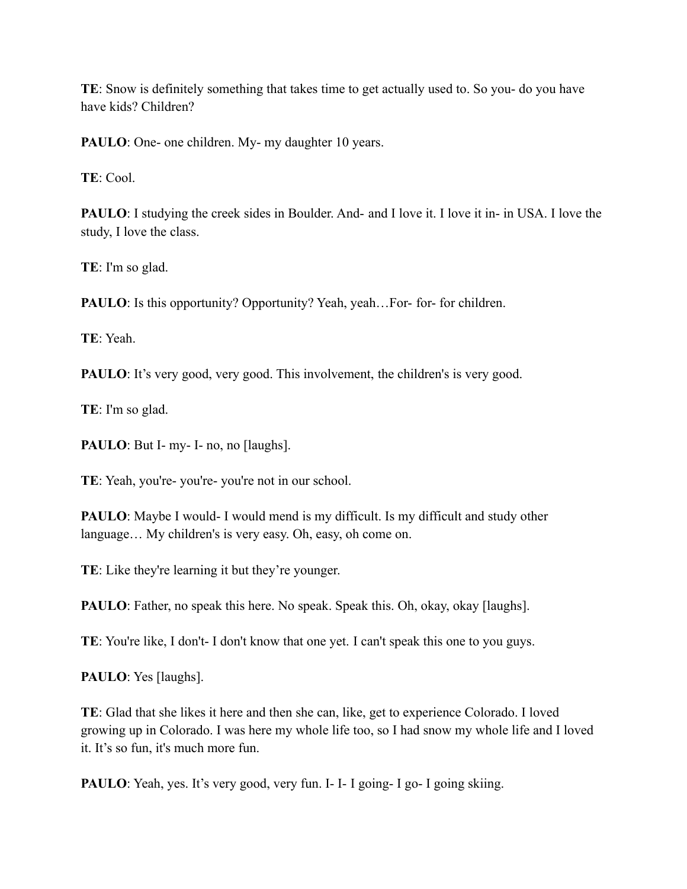**TE**: Snow is definitely something that takes time to get actually used to. So you- do you have have kids? Children?

**PAULO**: One- one children. My- my daughter 10 years.

**TE**: Cool.

**PAULO**: I studying the creek sides in Boulder. And- and I love it. I love it in- in USA. I love the study, I love the class.

**TE**: I'm so glad.

**PAULO**: Is this opportunity? Opportunity? Yeah, yeah…For- for- for children.

**TE**: Yeah.

**PAULO**: It's very good, very good. This involvement, the children's is very good.

**TE**: I'm so glad.

**PAULO**: But I- my- I- no, no [laughs].

**TE**: Yeah, you're- you're- you're not in our school.

**PAULO**: Maybe I would- I would mend is my difficult. Is my difficult and study other language… My children's is very easy. Oh, easy, oh come on.

**TE**: Like they're learning it but they're younger.

**PAULO**: Father, no speak this here. No speak. Speak this. Oh, okay, okay [laughs].

**TE**: You're like, I don't- I don't know that one yet. I can't speak this one to you guys.

**PAULO**: Yes [laughs].

**TE**: Glad that she likes it here and then she can, like, get to experience Colorado. I loved growing up in Colorado. I was here my whole life too, so I had snow my whole life and I loved it. It's so fun, it's much more fun.

**PAULO**: Yeah, yes. It's very good, very fun. I- I- I going- I go- I going skiing.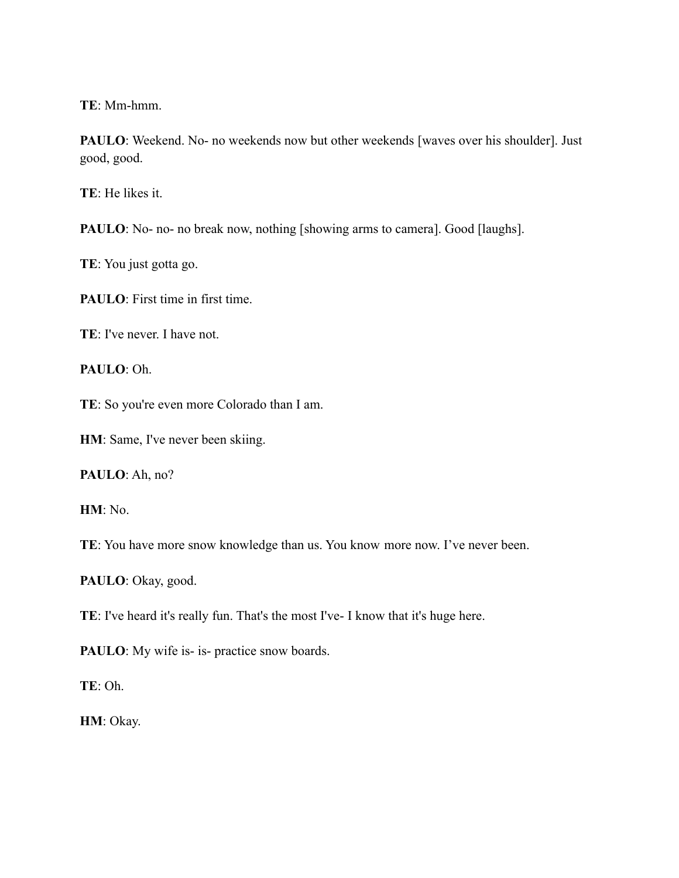**TE**: Mm-hmm.

**PAULO**: Weekend. No- no weekends now but other weekends [waves over his shoulder]. Just good, good.

**TE**: He likes it.

**PAULO**: No- no- no break now, nothing [showing arms to camera]. Good [laughs].

**TE**: You just gotta go.

**PAULO**: First time in first time.

**TE**: I've never. I have not.

**PAULO**: Oh.

**TE**: So you're even more Colorado than I am.

**HM**: Same, I've never been skiing.

**PAULO**: Ah, no?

**HM**: No.

**TE**: You have more snow knowledge than us. You know more now. I've never been.

**PAULO**: Okay, good.

**TE**: I've heard it's really fun. That's the most I've- I know that it's huge here.

**PAULO**: My wife is- is- practice snow boards.

**TE**: Oh.

**HM**: Okay.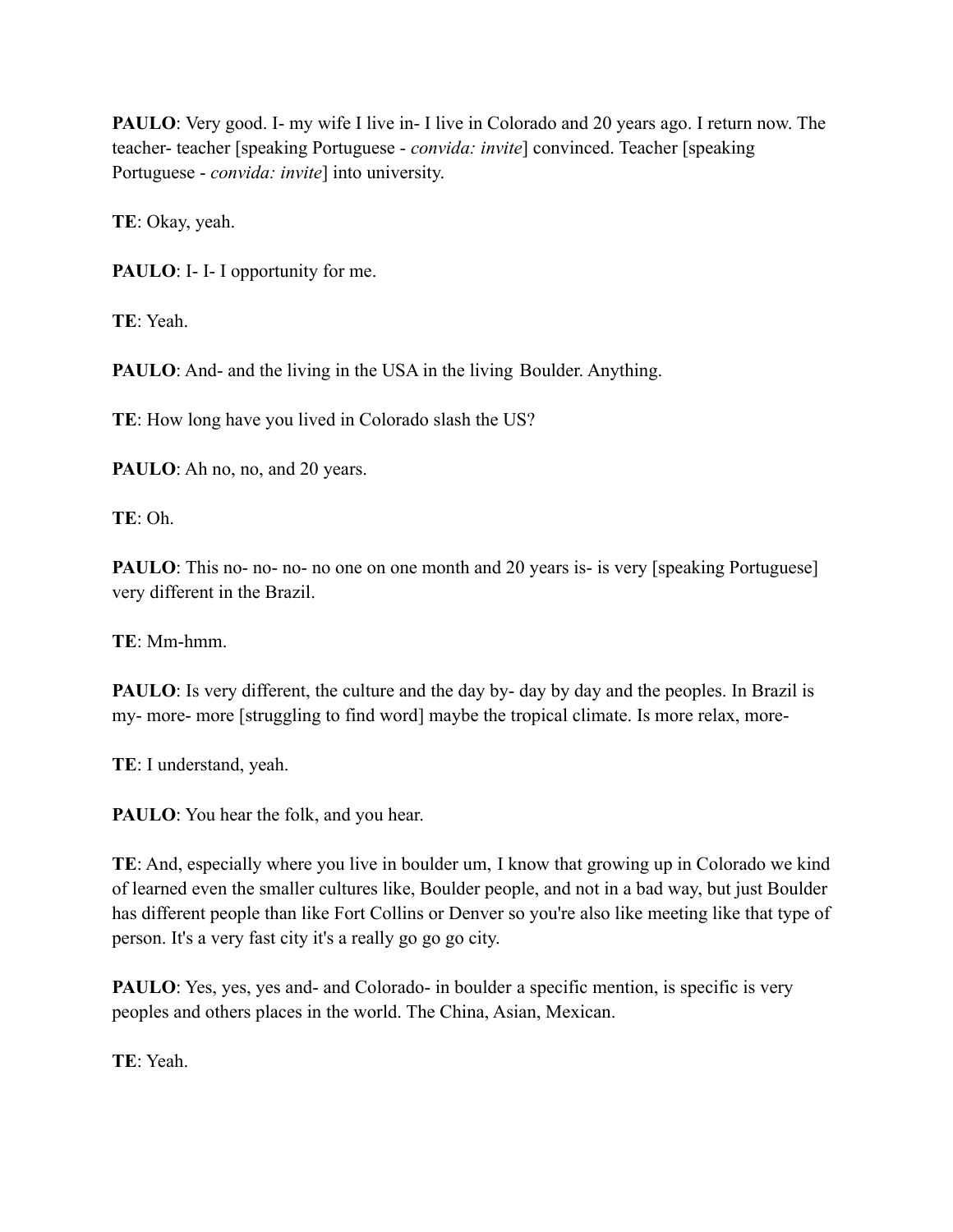**PAULO**: Very good. I- my wife I live in- I live in Colorado and 20 years ago. I return now. The teacher- teacher [speaking Portuguese - *convida: invite*] convinced. Teacher [speaking Portuguese - *convida: invite*] into university.

**TE**: Okay, yeah.

**PAULO**: I- I- I opportunity for me.

**TE**: Yeah.

**PAULO**: And- and the living in the USA in the living Boulder. Anything.

**TE**: How long have you lived in Colorado slash the US?

**PAULO**: Ah no, no, and 20 years.

**TE**: Oh.

**PAULO**: This no- no- no- no one on one month and 20 years is- is very [speaking Portuguese] very different in the Brazil.

**TE**: Mm-hmm.

**PAULO**: Is very different, the culture and the day by- day by day and the peoples. In Brazil is my- more- more [struggling to find word] maybe the tropical climate. Is more relax, more-

**TE**: I understand, yeah.

**PAULO**: You hear the folk, and you hear.

**TE**: And, especially where you live in boulder um, I know that growing up in Colorado we kind of learned even the smaller cultures like, Boulder people, and not in a bad way, but just Boulder has different people than like Fort Collins or Denver so you're also like meeting like that type of person. It's a very fast city it's a really go go go city.

**PAULO**: Yes, yes, yes and- and Colorado- in boulder a specific mention, is specific is very peoples and others places in the world. The China, Asian, Mexican.

**TE**: Yeah.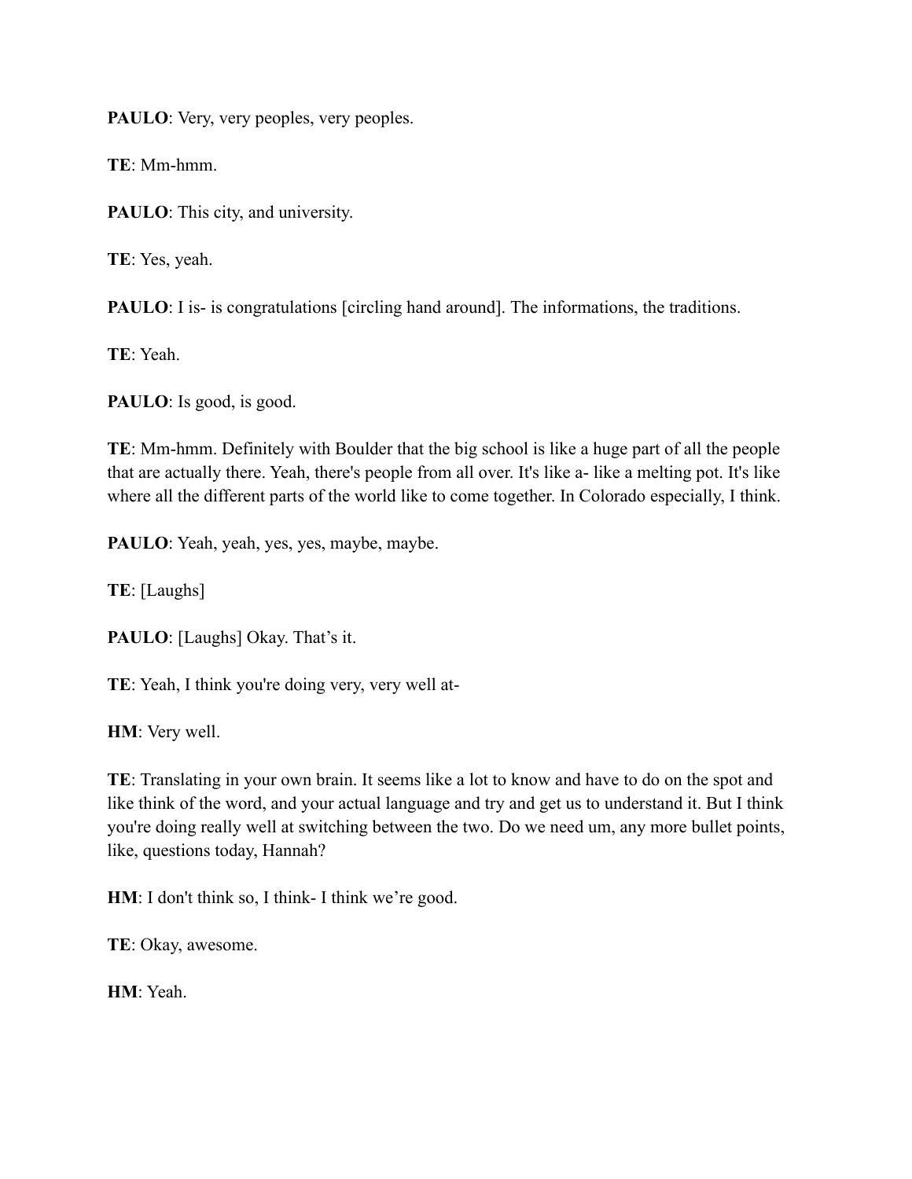**PAULO**: Very, very peoples, very peoples.

**TE**: Mm-hmm.

**PAULO**: This city, and university.

**TE**: Yes, yeah.

**PAULO**: I is- is congratulations [circling hand around]. The informations, the traditions.

**TE**: Yeah.

**PAULO**: Is good, is good.

**TE**: Mm-hmm. Definitely with Boulder that the big school is like a huge part of all the people that are actually there. Yeah, there's people from all over. It's like a- like a melting pot. It's like where all the different parts of the world like to come together. In Colorado especially, I think.

**PAULO**: Yeah, yeah, yes, yes, maybe, maybe.

**TE**: [Laughs]

**PAULO**: [Laughs] Okay. That's it.

**TE**: Yeah, I think you're doing very, very well at-

**HM**: Very well.

**TE**: Translating in your own brain. It seems like a lot to know and have to do on the spot and like think of the word, and your actual language and try and get us to understand it. But I think you're doing really well at switching between the two. Do we need um, any more bullet points, like, questions today, Hannah?

**HM**: I don't think so, I think- I think we're good.

**TE**: Okay, awesome.

**HM**: Yeah.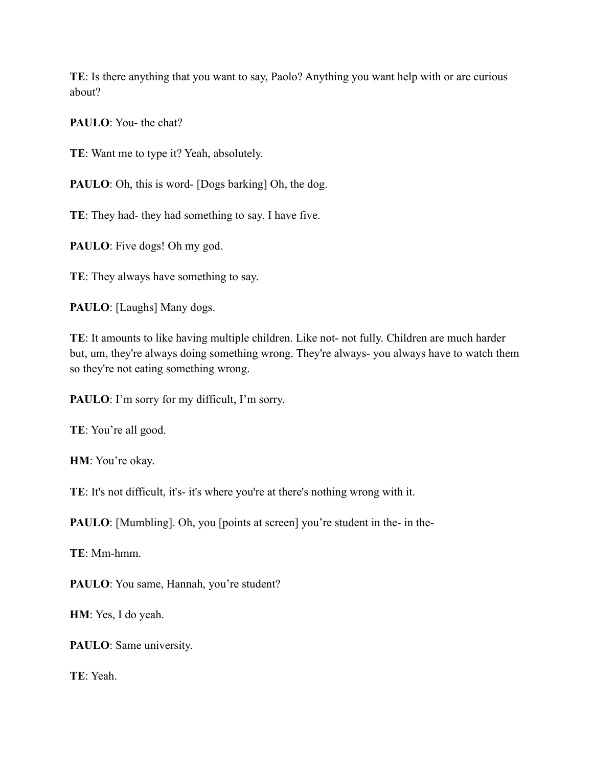**TE**: Is there anything that you want to say, Paolo? Anything you want help with or are curious about?

**PAULO**: You- the chat?

**TE**: Want me to type it? Yeah, absolutely.

**PAULO**: Oh, this is word- [Dogs barking] Oh, the dog.

**TE**: They had- they had something to say. I have five.

**PAULO**: Five dogs! Oh my god.

**TE**: They always have something to say.

**PAULO**: [Laughs] Many dogs.

**TE**: It amounts to like having multiple children. Like not- not fully. Children are much harder but, um, they're always doing something wrong. They're always- you always have to watch them so they're not eating something wrong.

**PAULO**: I'm sorry for my difficult, I'm sorry.

**TE**: You're all good.

**HM**: You're okay.

**TE**: It's not difficult, it's- it's where you're at there's nothing wrong with it.

**PAULO**: [Mumbling]. Oh, you [points at screen] you're student in the- in the-

**TE**: Mm-hmm.

**PAULO**: You same, Hannah, you're student?

**HM**: Yes, I do yeah.

**PAULO**: Same university.

**TE**: Yeah.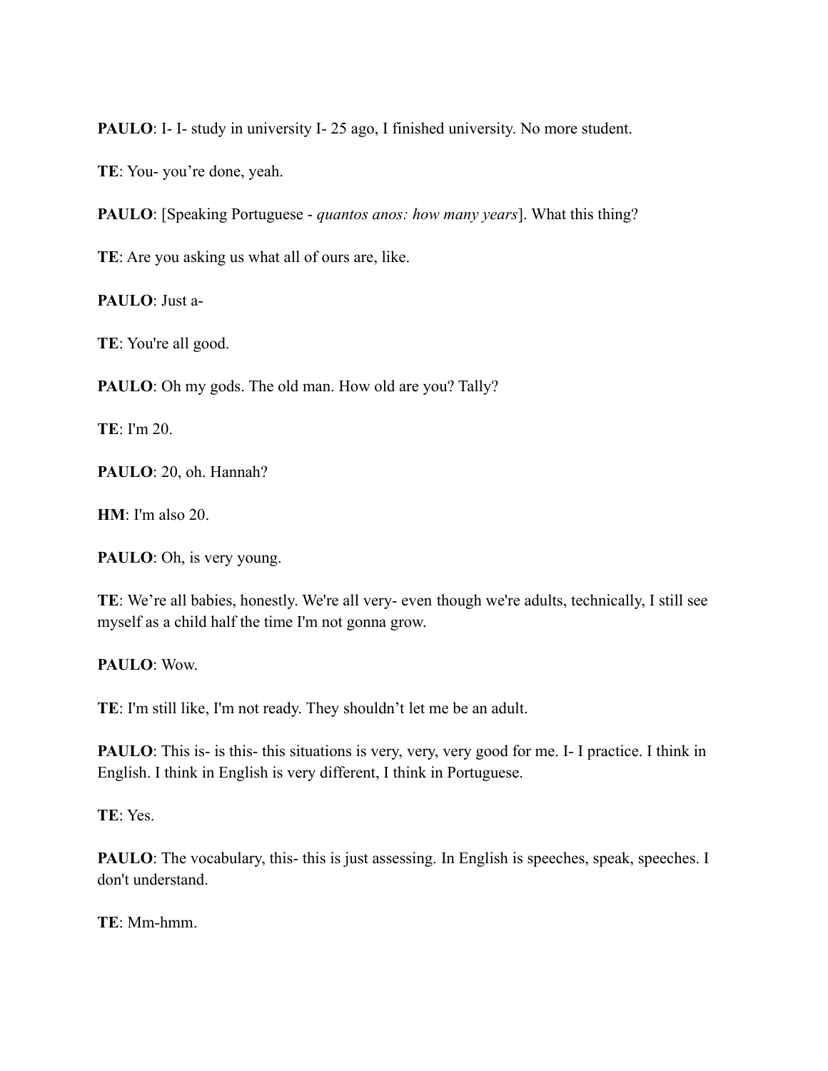**PAULO**: I- I- study in university I- 25 ago, I finished university. No more student.

**TE**: You- you're done, yeah.

**PAULO**: [Speaking Portuguese - *quantos anos: how many years*]. What this thing?

**TE**: Are you asking us what all of ours are, like.

**PAULO**: Just a-

**TE**: You're all good.

**PAULO**: Oh my gods. The old man. How old are you? Tally?

**TE**: I'm 20.

**PAULO**: 20, oh. Hannah?

**HM**: I'm also 20.

**PAULO**: Oh, is very young.

**TE**: We're all babies, honestly. We're all very- even though we're adults, technically, I still see myself as a child half the time I'm not gonna grow.

**PAULO**: Wow.

**TE**: I'm still like, I'm not ready. They shouldn't let me be an adult.

**PAULO**: This is- is this- this situations is very, very, very good for me. I- I practice. I think in English. I think in English is very different, I think in Portuguese.

**TE**: Yes.

**PAULO**: The vocabulary, this- this is just assessing. In English is speeches, speak, speeches. I don't understand.

**TE**: Mm-hmm.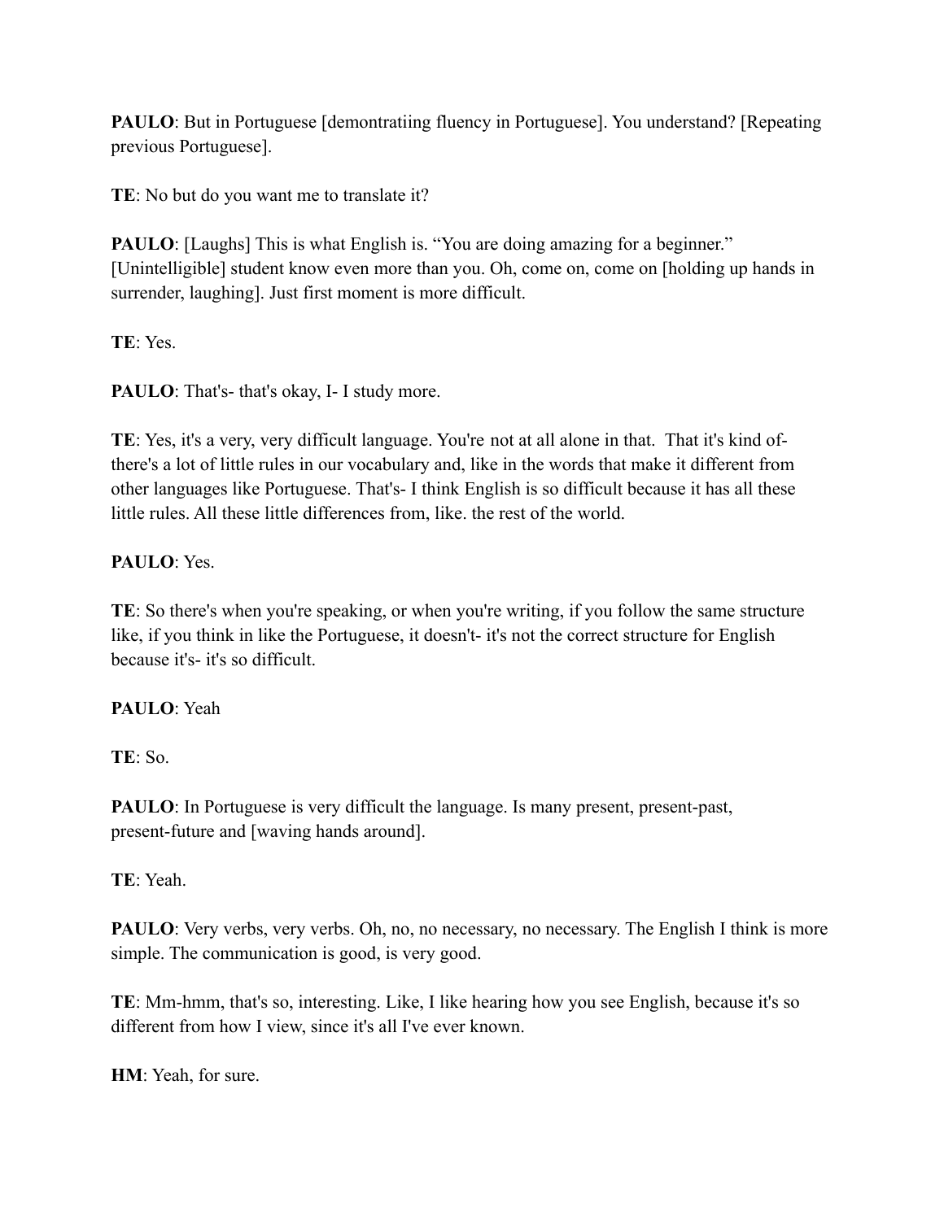**PAULO**: But in Portuguese [demontratiing fluency in Portuguese]. You understand? [Repeating previous Portuguese].

**TE**: No but do you want me to translate it?

**PAULO**: [Laughs] This is what English is. "You are doing amazing for a beginner." [Unintelligible] student know even more than you. Oh, come on, come on [holding up hands in surrender, laughing]. Just first moment is more difficult.

**TE**: Yes.

**PAULO**: That's- that's okay, I- I study more.

**TE**: Yes, it's a very, very difficult language. You're not at all alone in that.  That it's kind of- there's a lot of little rules in our vocabulary and, like in the words that make it different from other languages like Portuguese. That's- I think English is so difficult because it has all these little rules. All these little differences from, like. the rest of the world.

**PAULO**: Yes.

**TE**: So there's when you're speaking, or when you're writing, if you follow the same structure like, if you think in like the Portuguese, it doesn't- it's not the correct structure for English because it's- it's so difficult.

**PAULO**: Yeah

**TE**: So.

**PAULO**: In Portuguese is very difficult the language. Is many present, present-past, present-future and [waving hands around].

**TE**: Yeah.

**PAULO**: Very verbs, very verbs. Oh, no, no necessary, no necessary. The English I think is more simple. The communication is good, is very good.

**TE**: Mm-hmm, that's so, interesting. Like, I like hearing how you see English, because it's so different from how I view, since it's all I've ever known.

**HM**: Yeah, for sure.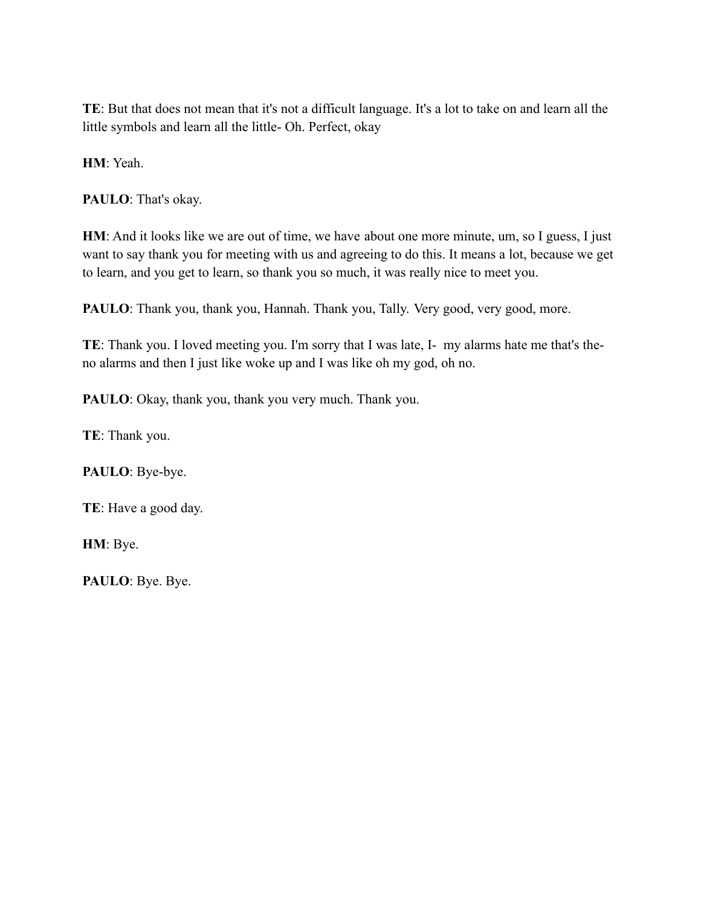**TE**: But that does not mean that it's not a difficult language. It's a lot to take on and learn all the little symbols and learn all the little- Oh. Perfect, okay

**HM**: Yeah.

**PAULO**: That's okay.

**HM**: And it looks like we are out of time, we have about one more minute, um, so I guess, I just want to say thank you for meeting with us and agreeing to do this. It means a lot, because we get to learn, and you get to learn, so thank you so much, it was really nice to meet you.

**PAULO**: Thank you, thank you, Hannah. Thank you, Tally. Very good, very good, more.

**TE**: Thank you. I loved meeting you. I'm sorry that I was late, I- my alarms hate me that's the- no alarms and then I just like woke up and I was like oh my god, oh no.

**PAULO**: Okay, thank you, thank you very much. Thank you.

**TE**: Thank you.

**PAULO**: Bye-bye.

**TE**: Have a good day.

**HM**: Bye.

**PAULO**: Bye. Bye.